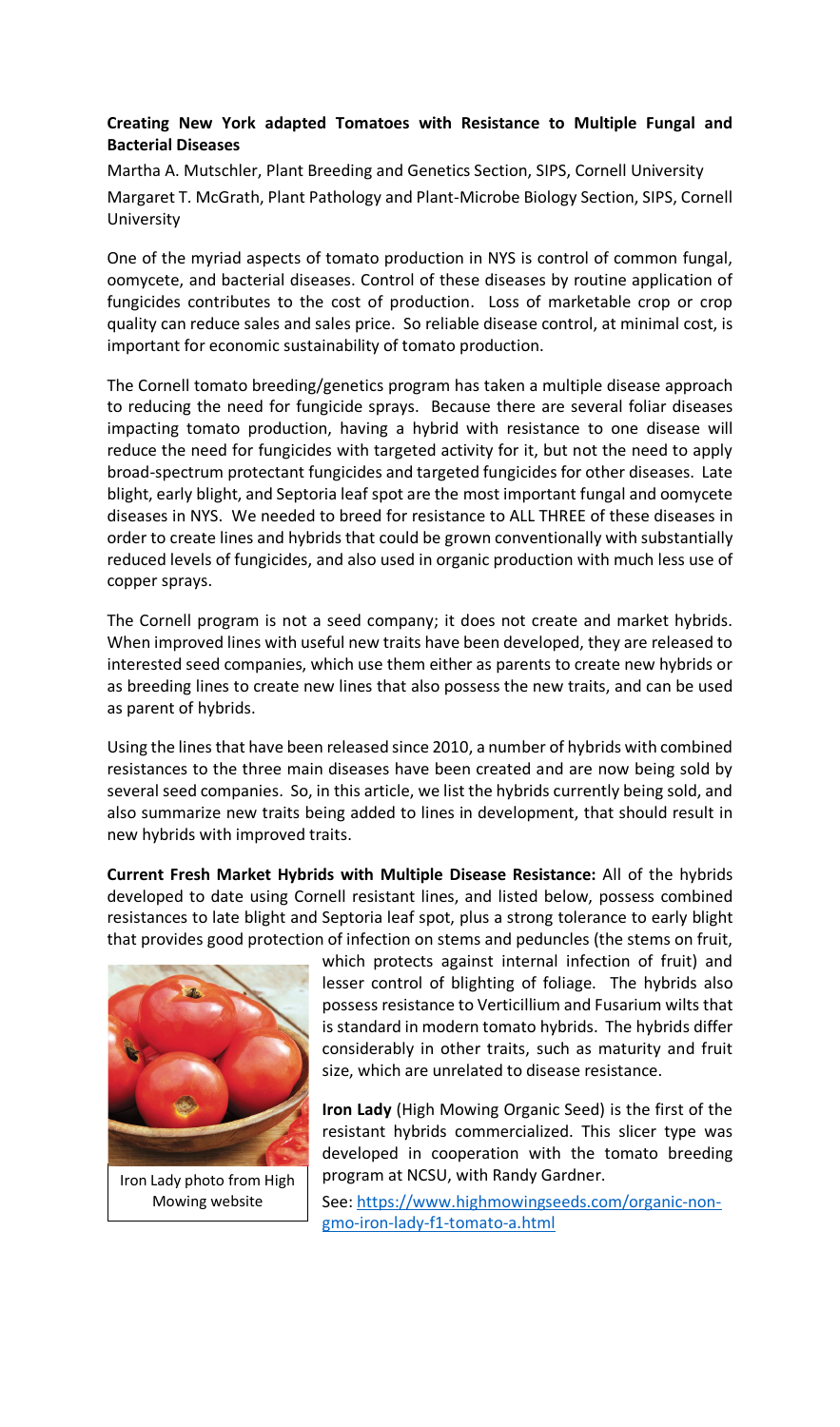**Creating New York adapted Tomatoes with Resistance to Multiple Fungal and Bacterial Diseases**

Martha A. Mutschler, Plant Breeding and Genetics Section, SIPS, Cornell University

Margaret T. McGrath, Plant Pathology and Plant-Microbe Biology Section, SIPS, Cornell University

One of the myriad aspects of tomato production in NYS is control of common fungal, oomycete, and bacterial diseases. Control of these diseases by routine application of fungicides contributes to the cost of production. Loss of marketable crop or crop quality can reduce sales and sales price. So reliable disease control, at minimal cost, is important for economic sustainability of tomato production.

The Cornell tomato breeding/genetics program has taken a multiple disease approach to reducing the need for fungicide sprays. Because there are several foliar diseases impacting tomato production, having a hybrid with resistance to one disease will reduce the need for fungicides with targeted activity for it, but not the need to apply broad-spectrum protectant fungicides and targeted fungicides for other diseases. Late blight, early blight, and Septoria leaf spot are the most important fungal and oomycete diseases in NYS. We needed to breed for resistance to ALL THREE of these diseases in order to create lines and hybrids that could be grown conventionally with substantially reduced levels of fungicides, and also used in organic production with much less use of copper sprays.

The Cornell program is not a seed company; it does not create and market hybrids. When improved lines with useful new traits have been developed, they are released to interested seed companies, which use them either as parents to create new hybrids or as breeding lines to create new lines that also possess the new traits, and can be used as parent of hybrids.

Using the lines that have been released since 2010, a number of hybrids with combined resistances to the three main diseases have been created and are now being sold by several seed companies. So, in this article, we list the hybrids currently being sold, and also summarize new traits being added to lines in development, that should result in new hybrids with improved traits.

**Current Fresh Market Hybrids with Multiple Disease Resistance:** All of the hybrids developed to date using Cornell resistant lines, and listed below, possess combined resistances to late blight and Septoria leaf spot, plus a strong tolerance to early blight that provides good protection of infection on stems and peduncles (the stems on fruit, which protects against internal infection of fruit) and lesser control of blighting of foliage. The hybrids also possess resistance to Verticillium and Fusarium wilts that is standard in modern tomato hybrids. The hybrids differ considerably in other traits, such as maturity and fruit size, which are unrelated to disease resistance.

Iron Lady photo from High Mowing website

**Iron Lady** (High Mowing Organic Seed) is the first of the resistant hybrids commercialized. This slicer type was developed in cooperation with the tomato breeding program at NCSU, with Randy Gardner.

See: https://www.highmowingseeds.com/organic-non-gmo-iron-lady-f1-tomato-a.html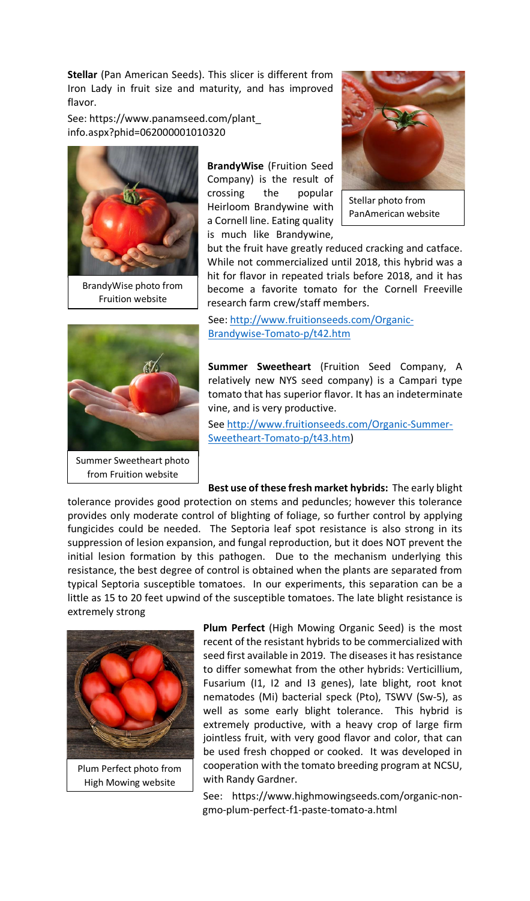**Stellar** (Pan American Seeds). This slicer is different from Iron Lady in fruit size and maturity, and has improved flavor.

See: https://www.panamseed.com/plant_info.aspx?phid=062000001010320

Stellar photo from PanAmerican website

**BrandyWise** (Fruition Seed Company) is the result of crossing the popular Heirloom Brandywine with a Cornell line. Eating quality is much like Brandywine, but the fruit have greatly reduced cracking and catface. While not commercialized until 2018, this hybrid was a hit for flavor in repeated trials before 2018, and it has become a favorite tomato for the Cornell Freeville research farm crew/staff members.

See: http://www.fruitionseeds.com/Organic-Brandywise-Tomato-p/t42.htm

BrandyWise photo from Fruition website

**Summer Sweetheart** (Fruition Seed Company, A relatively new NYS seed company) is a Campari type tomato that has superior flavor. It has an indeterminate vine, and is very productive.

See http://www.fruitionseeds.com/Organic-Summer-Sweetheart-Tomato-p/t43.htm)

Summer Sweetheart photo from Fruition website

**Best use of these fresh market hybrids:** The early blight tolerance provides good protection on stems and peduncles; however this tolerance provides only moderate control of blighting of foliage, so further control by applying fungicides could be needed. The Septoria leaf spot resistance is also strong in its suppression of lesion expansion, and fungal reproduction, but it does NOT prevent the initial lesion formation by this pathogen. Due to the mechanism underlying this resistance, the best degree of control is obtained when the plants are separated from typical Septoria susceptible tomatoes. In our experiments, this separation can be a little as 15 to 20 feet upwind of the susceptible tomatoes. The late blight resistance is extremely strong

**Plum Perfect** (High Mowing Organic Seed) is the most recent of the resistant hybrids to be commercialized with seed first available in 2019. The diseases it has resistance to differ somewhat from the other hybrids: Verticillium, Fusarium (I1, I2 and I3 genes), late blight, root knot nematodes (Mi) bacterial speck (Pto), TSWV (Sw-5), as well as some early blight tolerance. This hybrid is extremely productive, with a heavy crop of large firm jointless fruit, with very good flavor and color, that can be used fresh chopped or cooked. It was developed in cooperation with the tomato breeding program at NCSU, with Randy Gardner.

See: https://www.highmowingseeds.com/organic-non-gmo-plum-perfect-f1-paste-tomato-a.html

Plum Perfect photo from High Mowing website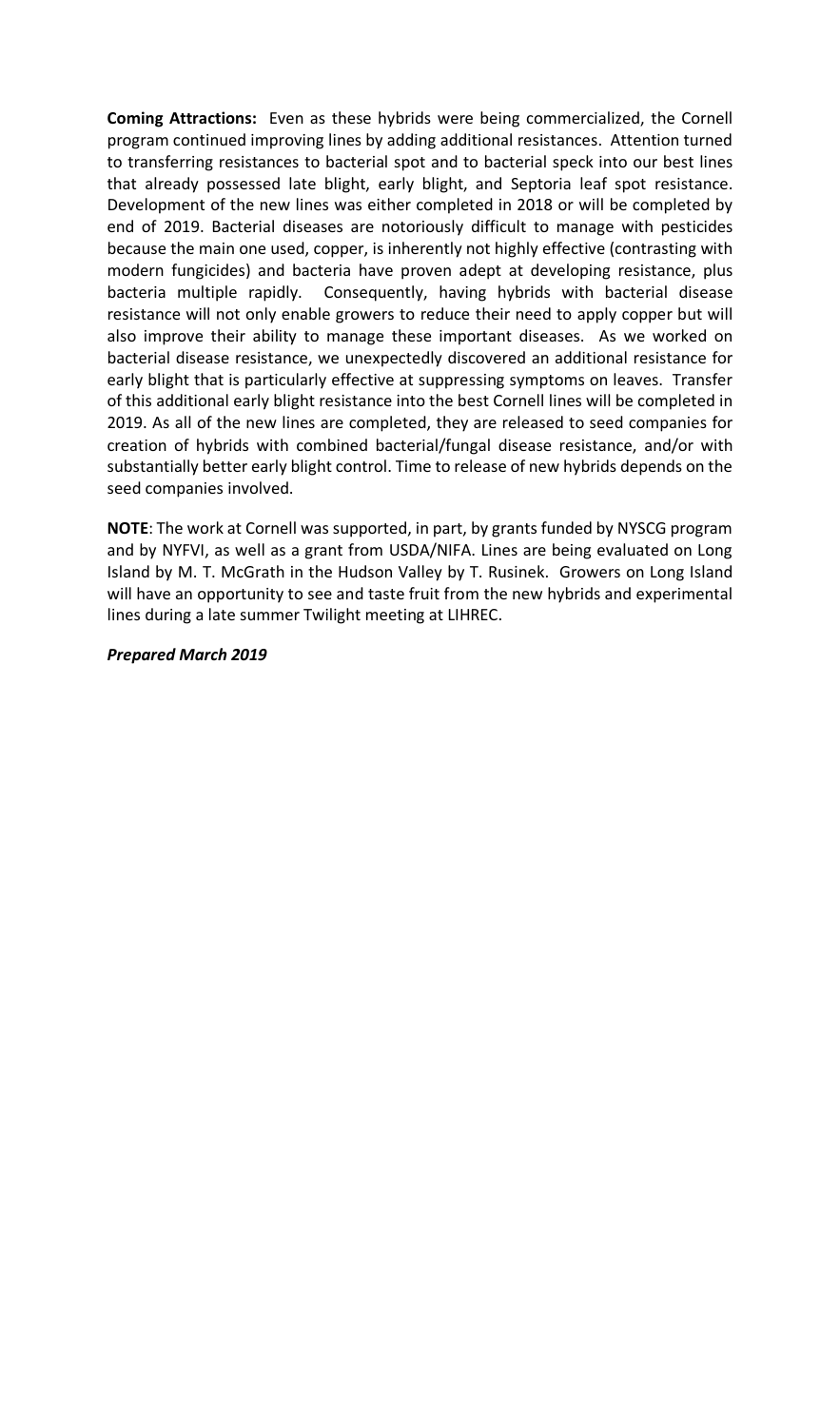**Coming Attractions:** Even as these hybrids were being commercialized, the Cornell program continued improving lines by adding additional resistances. Attention turned to transferring resistances to bacterial spot and to bacterial speck into our best lines that already possessed late blight, early blight, and Septoria leaf spot resistance. Development of the new lines was either completed in 2018 or will be completed by end of 2019. Bacterial diseases are notoriously difficult to manage with pesticides because the main one used, copper, is inherently not highly effective (contrasting with modern fungicides) and bacteria have proven adept at developing resistance, plus bacteria multiple rapidly. Consequently, having hybrids with bacterial disease resistance will not only enable growers to reduce their need to apply copper but will also improve their ability to manage these important diseases. As we worked on bacterial disease resistance, we unexpectedly discovered an additional resistance for early blight that is particularly effective at suppressing symptoms on leaves. Transfer of this additional early blight resistance into the best Cornell lines will be completed in 2019. As all of the new lines are completed, they are released to seed companies for creation of hybrids with combined bacterial/fungal disease resistance, and/or with substantially better early blight control. Time to release of new hybrids depends on the seed companies involved.

**NOTE**: The work at Cornell was supported, in part, by grants funded by NYSCG program and by NYFVI, as well as a grant from USDA/NIFA. Lines are being evaluated on Long Island by M. T. McGrath in the Hudson Valley by T. Rusinek. Growers on Long Island will have an opportunity to see and taste fruit from the new hybrids and experimental lines during a late summer Twilight meeting at LIHREC.

***Prepared March 2019***